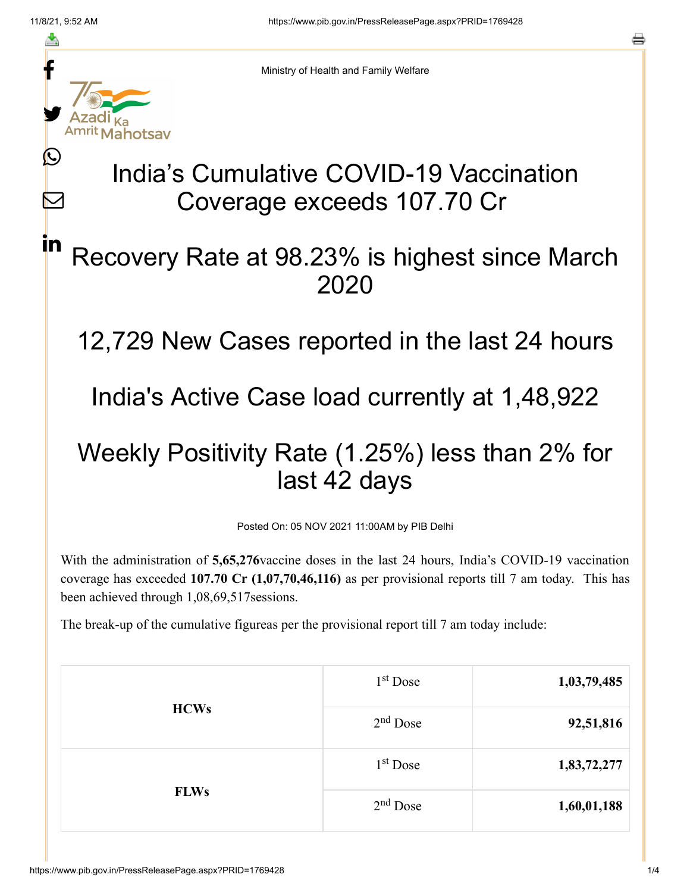Ministry of Health and Family Welfare

# India's Cumulative COVID-19 Vaccination Coverage exceeds 107.70 Cr

# Recovery Rate at 98.23% is highest since March 2020

# 12,729 New Cases reported in the last 24 hours

# India's Active Case load currently at 1,48,922

# Weekly Positivity Rate (1.25%) less than 2% for last 42 days

Posted On: 05 NOV 2021 11:00AM by PIB Delhi

With the administration of **5,65,276**vaccine doses in the last 24 hours, India's COVID-19 vaccination coverage has exceeded **107.70 Cr (1,07,70,46,116)** as per provisional reports till 7 am today. This has been achieved through 1,08,69,517sessions.

The break-up of the cumulative figureas per the provisional report till 7 am today include:

| | | |
|---|---|---|
| **HCWs** | 1st Dose | **1,03,79,485** |
| | 2nd Dose | **92,51,816** |
| **FLWs** | 1st Dose | **1,83,72,277** |
| | 2nd Dose | **1,60,01,188** |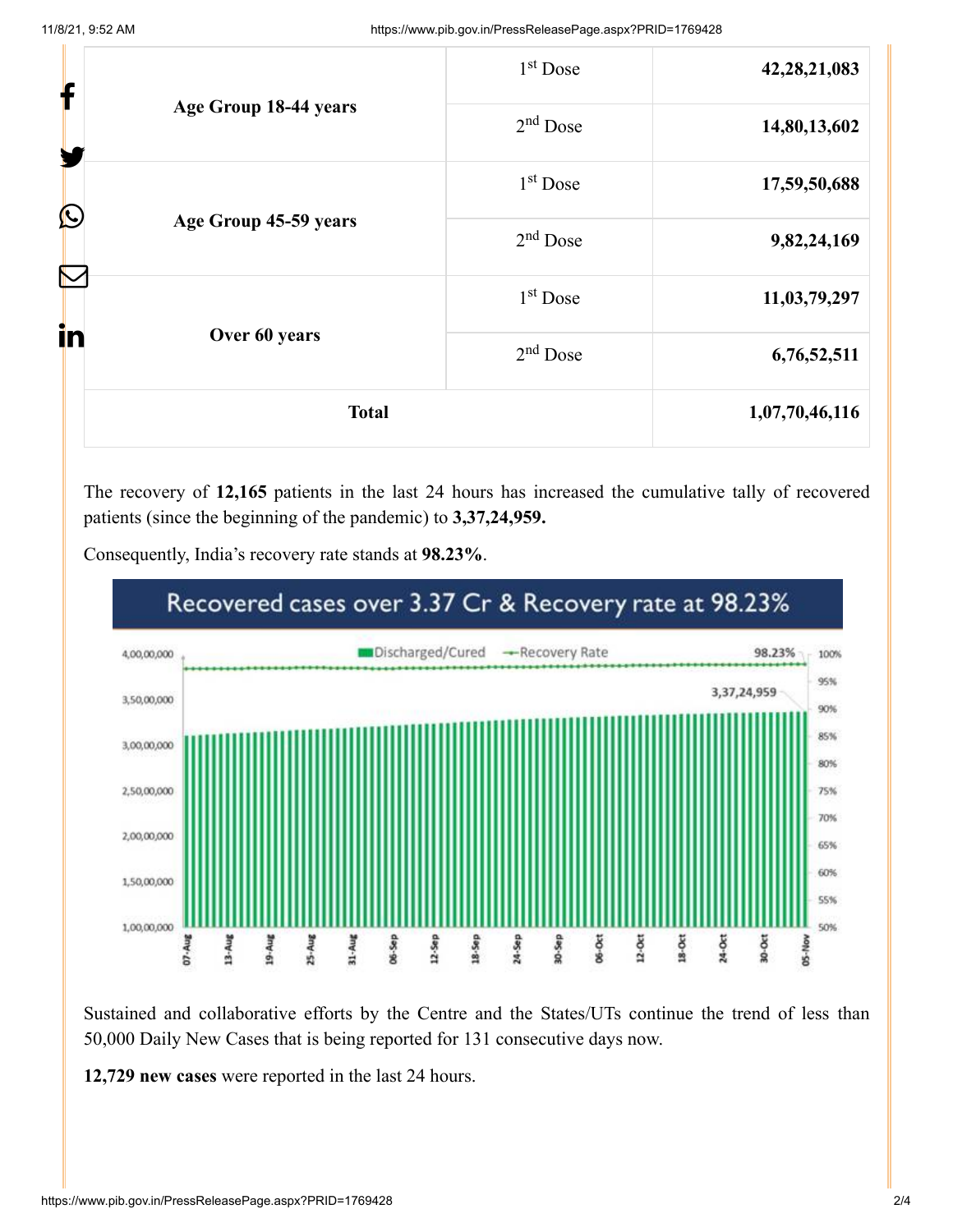| | | |
|---|---|---|
| Age Group 18-44 years | 1st Dose | **42,28,21,083** |
| | 2nd Dose | **14,80,13,602** |
| Age Group 45-59 years | 1st Dose | **17,59,50,688** |
| | 2nd Dose | **9,82,24,169** |
| Over 60 years | 1st Dose | **11,03,79,297** |
| | 2nd Dose | **6,76,52,511** |
| **Total** | | **1,07,70,46,116** |

The recovery of **12,165** patients in the last 24 hours has increased the cumulative tally of recovered patients (since the beginning of the pandemic) to **3,37,24,959.**

Consequently, India's recovery rate stands at **98.23%**.

Recovered cases over 3.37 Cr & Recovery rate at 98.23%

Sustained and collaborative efforts by the Centre and the States/UTs continue the trend of less than 50,000 Daily New Cases that is being reported for 131 consecutive days now.

**12,729 new cases** were reported in the last 24 hours.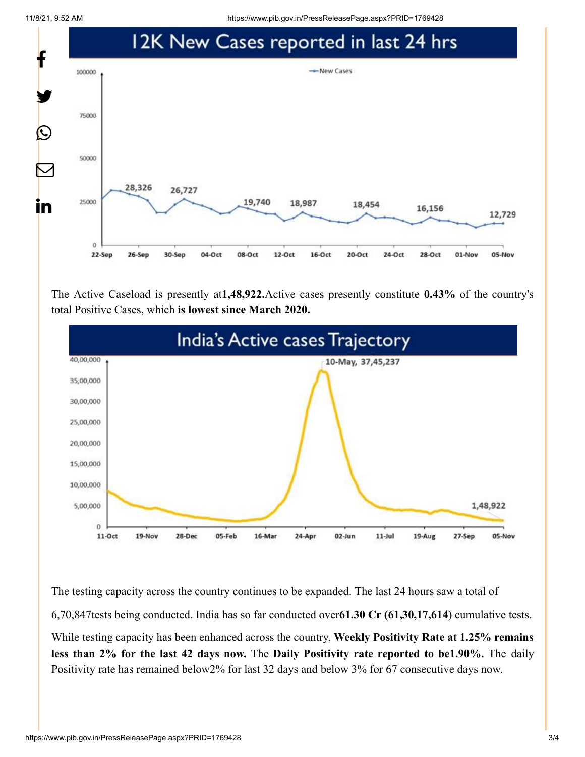## 12K New Cases reported in last 24 hrs

The Active Caseload is presently at**1,48,922.**Active cases presently constitute **0.43%** of the country's total Positive Cases, which **is lowest since March 2020.**

## India's Active cases Trajectory

The testing capacity across the country continues to be expanded. The last 24 hours saw a total of 6,70,847tests being conducted. India has so far conducted over**61.30 Cr (61,30,17,614**) cumulative tests.

While testing capacity has been enhanced across the country, **Weekly Positivity Rate at 1.25% remains less than 2% for the last 42 days now.** The **Daily Positivity rate reported to be1.90%.** The daily Positivity rate has remained below2% for last 32 days and below 3% for 67 consecutive days now.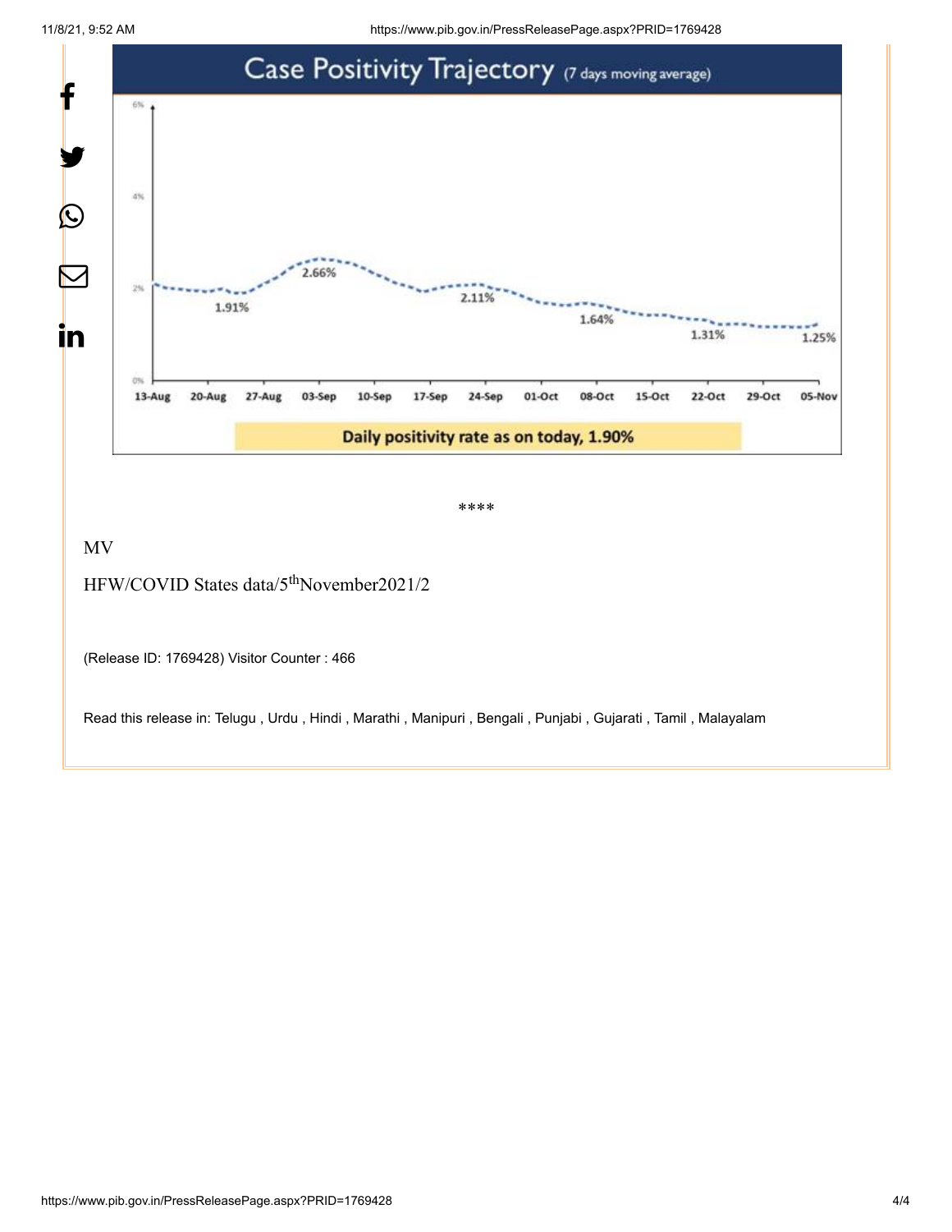Case Positivity Trajectory (7 days moving average)

6%
4%
2%
0%

2.66%
1.91%
2.11%
1.64%
1.31%
1.25%

13-Aug 20-Aug 27-Aug 03-Sep 10-Sep 17-Sep 24-Sep 01-Oct 08-Oct 15-Oct 22-Oct 29-Oct 05-Nov

Daily positivity rate as on today, 1.90%

\*\*\*\*

MV

HFW/COVID States data/5thNovember2021/2

(Release ID: 1769428) Visitor Counter : 466

Read this release in: Telugu , Urdu , Hindi , Marathi , Manipuri , Bengali , Punjabi , Gujarati , Tamil , Malayalam